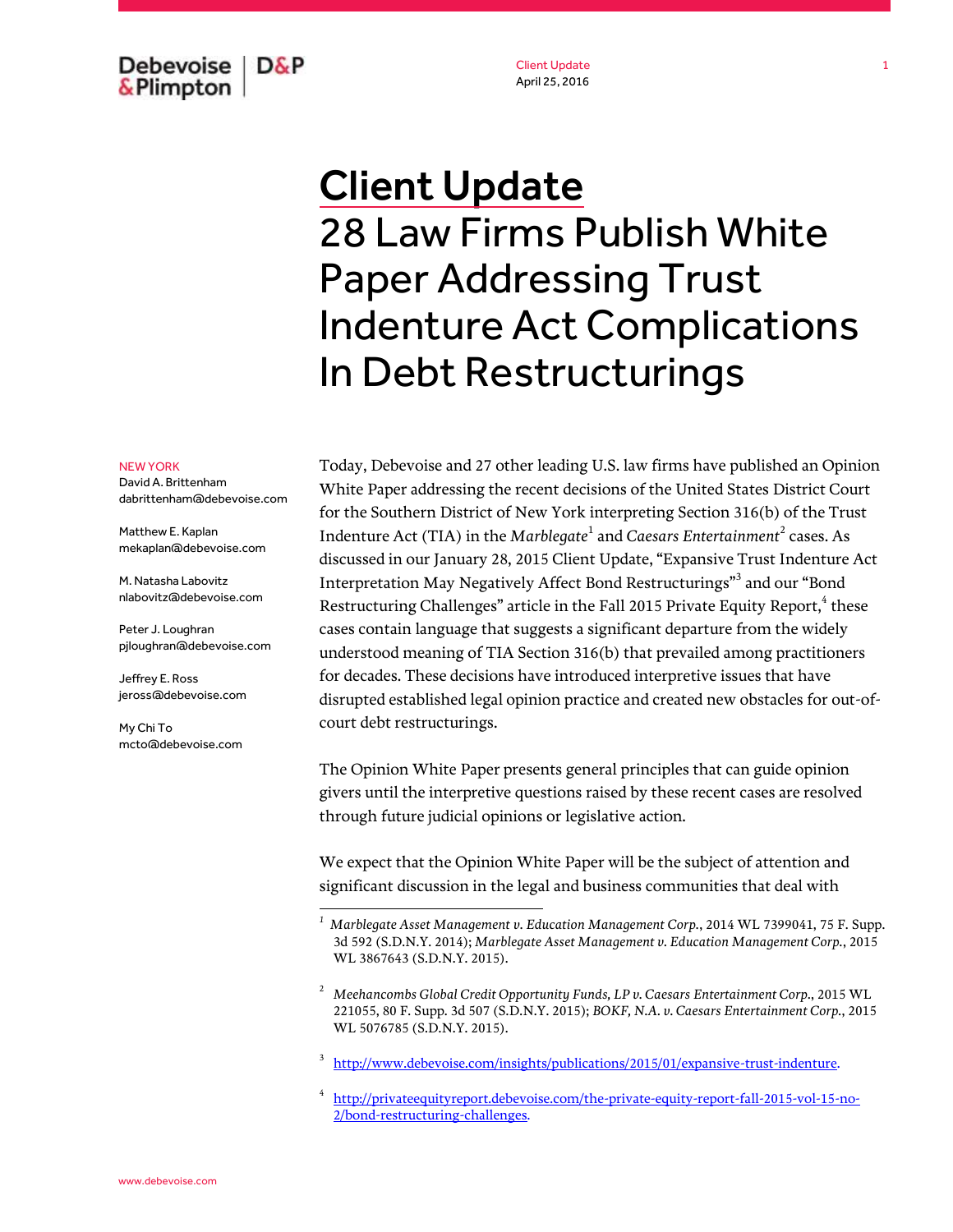# Client Update

## 28 Law Firms Publish White Paper Addressing Trust Indenture Act Complications In Debt Restructurings

Client Update
April 25, 2016

NEW YORK

David A. Brittenham
dabrittenham@debevoise.com

Matthew E. Kaplan
mekaplan@debevoise.com

M. Natasha Labovitz
nlabovitz@debevoise.com

Peter J. Loughran
pjloughran@debevoise.com

Jeffrey E. Ross
jeross@debevoise.com

My Chi To
mcto@debevoise.com

Today, Debevoise and 27 other leading U.S. law firms have published an Opinion White Paper addressing the recent decisions of the United States District Court for the Southern District of New York interpreting Section 316(b) of the Trust Indenture Act (TIA) in the *Marblegate*[1] and *Caesars Entertainment*[2] cases. As discussed in our January 28, 2015 Client Update, "Expansive Trust Indenture Act Interpretation May Negatively Affect Bond Restructurings"[3] and our "Bond Restructuring Challenges" article in the Fall 2015 Private Equity Report,[4] these cases contain language that suggests a significant departure from the widely understood meaning of TIA Section 316(b) that prevailed among practitioners for decades. These decisions have introduced interpretive issues that have disrupted established legal opinion practice and created new obstacles for out-of-court debt restructurings.

The Opinion White Paper presents general principles that can guide opinion givers until the interpretive questions raised by these recent cases are resolved through future judicial opinions or legislative action.

We expect that the Opinion White Paper will be the subject of attention and significant discussion in the legal and business communities that deal with

[1] *Marblegate Asset Management v. Education Management Corp.*, 2014 WL 7399041, 75 F. Supp. 3d 592 (S.D.N.Y. 2014); *Marblegate Asset Management v. Education Management Corp.*, 2015 WL 3867643 (S.D.N.Y. 2015).

[2] *Meehancombs Global Credit Opportunity Funds, LP v. Caesars Entertainment Corp.*, 2015 WL 221055, 80 F. Supp. 3d 507 (S.D.N.Y. 2015); *BOKF, N.A. v. Caesars Entertainment Corp.*, 2015 WL 5076785 (S.D.N.Y. 2015).

[3] http://www.debevoise.com/insights/publications/2015/01/expansive-trust-indenture.

[4] http://privateequityreport.debevoise.com/the-private-equity-report-fall-2015-vol-15-no-2/bond-restructuring-challenges.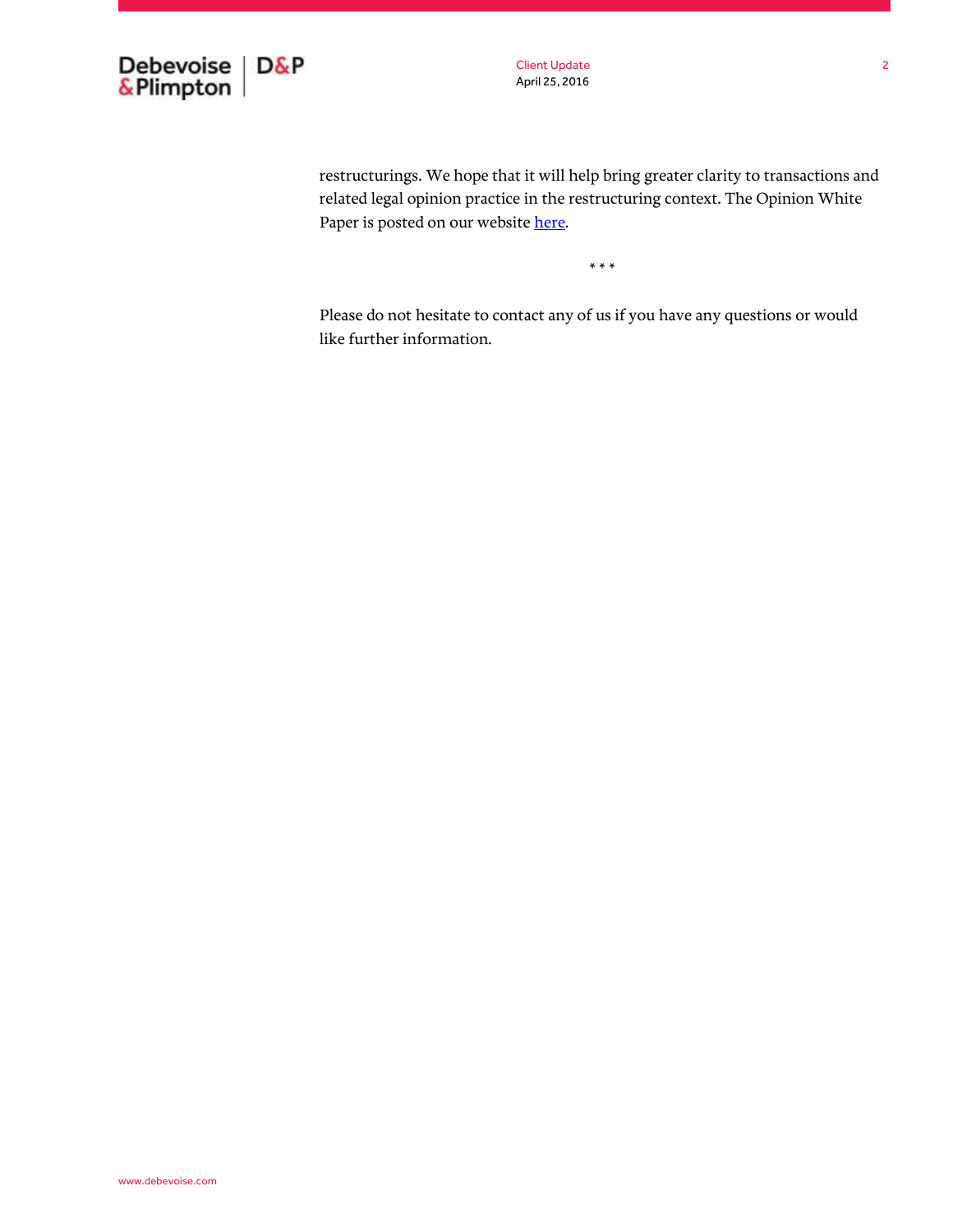restructurings. We hope that it will help bring greater clarity to transactions and related legal opinion practice in the restructuring context. The Opinion White Paper is posted on our website here.

* * *

Please do not hesitate to contact any of us if you have any questions or would like further information.